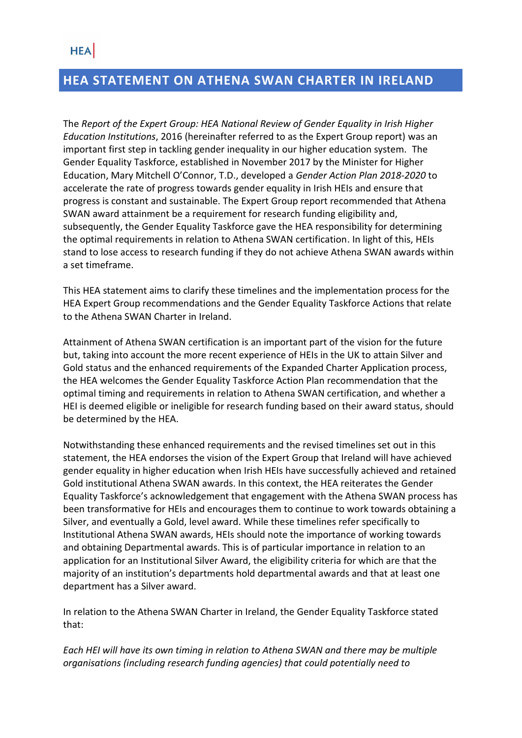HEA

# HEA STATEMENT ON ATHENA SWAN CHARTER IN IRELAND

The *Report of the Expert Group: HEA National Review of Gender Equality in Irish Higher Education Institutions*, 2016 (hereinafter referred to as the Expert Group report) was an important first step in tackling gender inequality in our higher education system. The Gender Equality Taskforce, established in November 2017 by the Minister for Higher Education, Mary Mitchell O'Connor, T.D., developed a *Gender Action Plan 2018-2020* to accelerate the rate of progress towards gender equality in Irish HEIs and ensure that progress is constant and sustainable. The Expert Group report recommended that Athena SWAN award attainment be a requirement for research funding eligibility and, subsequently, the Gender Equality Taskforce gave the HEA responsibility for determining the optimal requirements in relation to Athena SWAN certification. In light of this, HEIs stand to lose access to research funding if they do not achieve Athena SWAN awards within a set timeframe.

This HEA statement aims to clarify these timelines and the implementation process for the HEA Expert Group recommendations and the Gender Equality Taskforce Actions that relate to the Athena SWAN Charter in Ireland.

Attainment of Athena SWAN certification is an important part of the vision for the future but, taking into account the more recent experience of HEIs in the UK to attain Silver and Gold status and the enhanced requirements of the Expanded Charter Application process, the HEA welcomes the Gender Equality Taskforce Action Plan recommendation that the optimal timing and requirements in relation to Athena SWAN certification, and whether a HEI is deemed eligible or ineligible for research funding based on their award status, should be determined by the HEA.

Notwithstanding these enhanced requirements and the revised timelines set out in this statement, the HEA endorses the vision of the Expert Group that Ireland will have achieved gender equality in higher education when Irish HEIs have successfully achieved and retained Gold institutional Athena SWAN awards. In this context, the HEA reiterates the Gender Equality Taskforce's acknowledgement that engagement with the Athena SWAN process has been transformative for HEIs and encourages them to continue to work towards obtaining a Silver, and eventually a Gold, level award. While these timelines refer specifically to Institutional Athena SWAN awards, HEIs should note the importance of working towards and obtaining Departmental awards. This is of particular importance in relation to an application for an Institutional Silver Award, the eligibility criteria for which are that the majority of an institution's departments hold departmental awards and that at least one department has a Silver award.

In relation to the Athena SWAN Charter in Ireland, the Gender Equality Taskforce stated that:

*Each HEI will have its own timing in relation to Athena SWAN and there may be multiple organisations (including research funding agencies) that could potentially need to*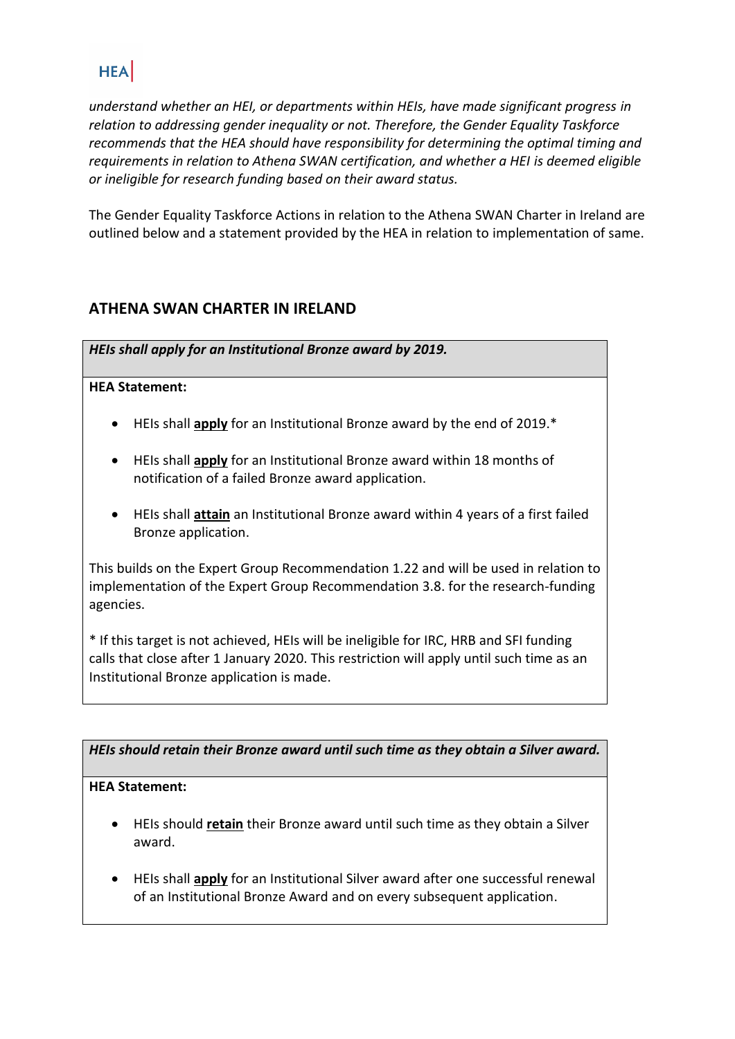*understand whether an HEI, or departments within HEIs, have made significant progress in relation to addressing gender inequality or not. Therefore, the Gender Equality Taskforce recommends that the HEA should have responsibility for determining the optimal timing and requirements in relation to Athena SWAN certification, and whether a HEI is deemed eligible or ineligible for research funding based on their award status.*

The Gender Equality Taskforce Actions in relation to the Athena SWAN Charter in Ireland are outlined below and a statement provided by the HEA in relation to implementation of same.

## ATHENA SWAN CHARTER IN IRELAND

***HEIs shall apply for an Institutional Bronze award by 2019.***

**HEA Statement:**

- HEIs shall **apply** for an Institutional Bronze award by the end of 2019.*
- HEIs shall **apply** for an Institutional Bronze award within 18 months of notification of a failed Bronze award application.
- HEIs shall **attain** an Institutional Bronze award within 4 years of a first failed Bronze application.

This builds on the Expert Group Recommendation 1.22 and will be used in relation to implementation of the Expert Group Recommendation 3.8. for the research-funding agencies.

* If this target is not achieved, HEIs will be ineligible for IRC, HRB and SFI funding calls that close after 1 January 2020. This restriction will apply until such time as an Institutional Bronze application is made.

***HEIs should retain their Bronze award until such time as they obtain a Silver award.***

**HEA Statement:**

- HEIs should **retain** their Bronze award until such time as they obtain a Silver award.
- HEIs shall **apply** for an Institutional Silver award after one successful renewal of an Institutional Bronze Award and on every subsequent application.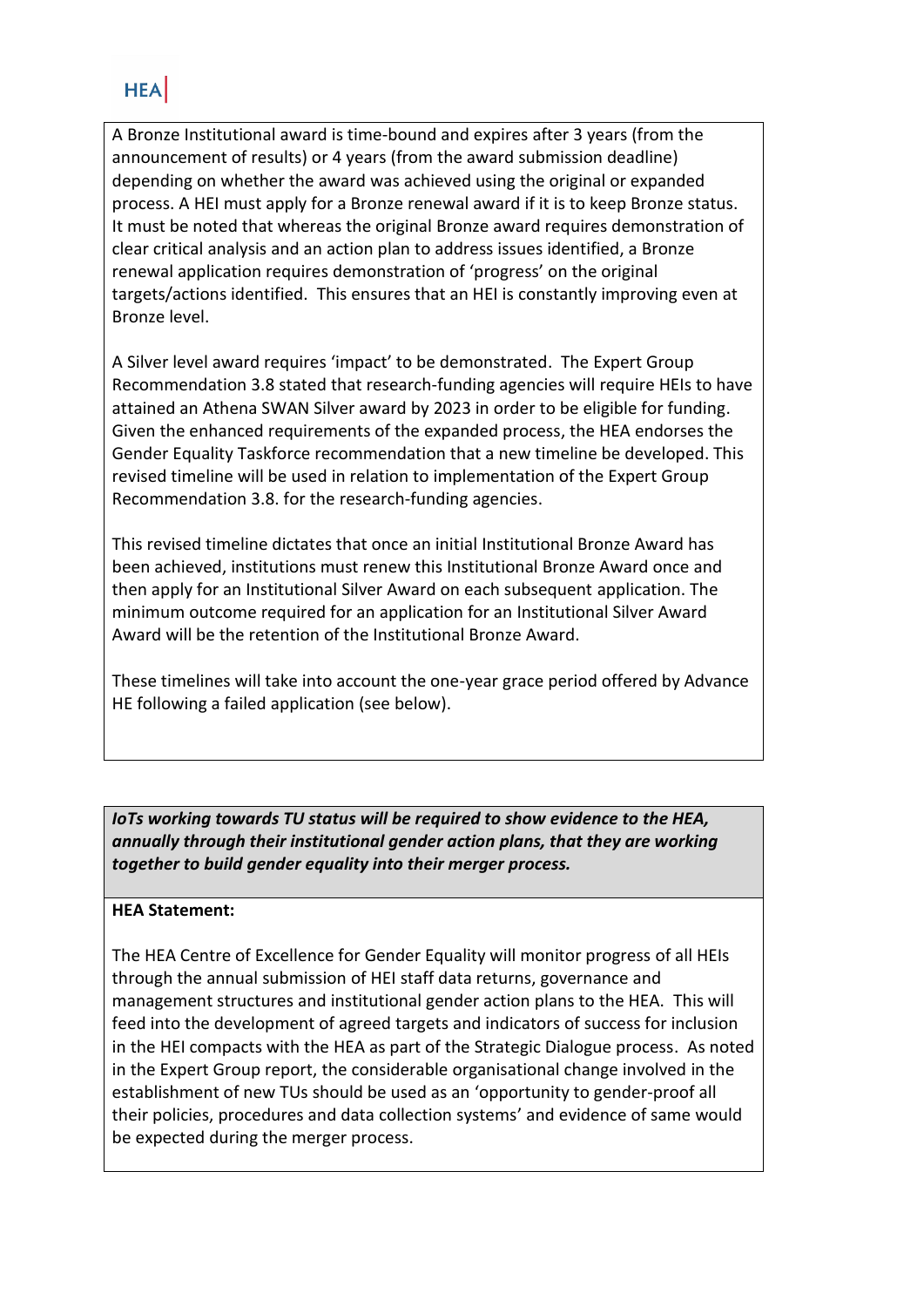A Bronze Institutional award is time-bound and expires after 3 years (from the announcement of results) or 4 years (from the award submission deadline) depending on whether the award was achieved using the original or expanded process. A HEI must apply for a Bronze renewal award if it is to keep Bronze status. It must be noted that whereas the original Bronze award requires demonstration of clear critical analysis and an action plan to address issues identified, a Bronze renewal application requires demonstration of 'progress' on the original targets/actions identified. This ensures that an HEI is constantly improving even at Bronze level.

A Silver level award requires 'impact' to be demonstrated. The Expert Group Recommendation 3.8 stated that research-funding agencies will require HEIs to have attained an Athena SWAN Silver award by 2023 in order to be eligible for funding. Given the enhanced requirements of the expanded process, the HEA endorses the Gender Equality Taskforce recommendation that a new timeline be developed. This revised timeline will be used in relation to implementation of the Expert Group Recommendation 3.8. for the research-funding agencies.

This revised timeline dictates that once an initial Institutional Bronze Award has been achieved, institutions must renew this Institutional Bronze Award once and then apply for an Institutional Silver Award on each subsequent application. The minimum outcome required for an application for an Institutional Silver Award Award will be the retention of the Institutional Bronze Award.

These timelines will take into account the one-year grace period offered by Advance HE following a failed application (see below).

***IoTs working towards TU status will be required to show evidence to the HEA, annually through their institutional gender action plans, that they are working together to build gender equality into their merger process.***

**HEA Statement:**

The HEA Centre of Excellence for Gender Equality will monitor progress of all HEIs through the annual submission of HEI staff data returns, governance and management structures and institutional gender action plans to the HEA. This will feed into the development of agreed targets and indicators of success for inclusion in the HEI compacts with the HEA as part of the Strategic Dialogue process. As noted in the Expert Group report, the considerable organisational change involved in the establishment of new TUs should be used as an 'opportunity to gender-proof all their policies, procedures and data collection systems' and evidence of same would be expected during the merger process.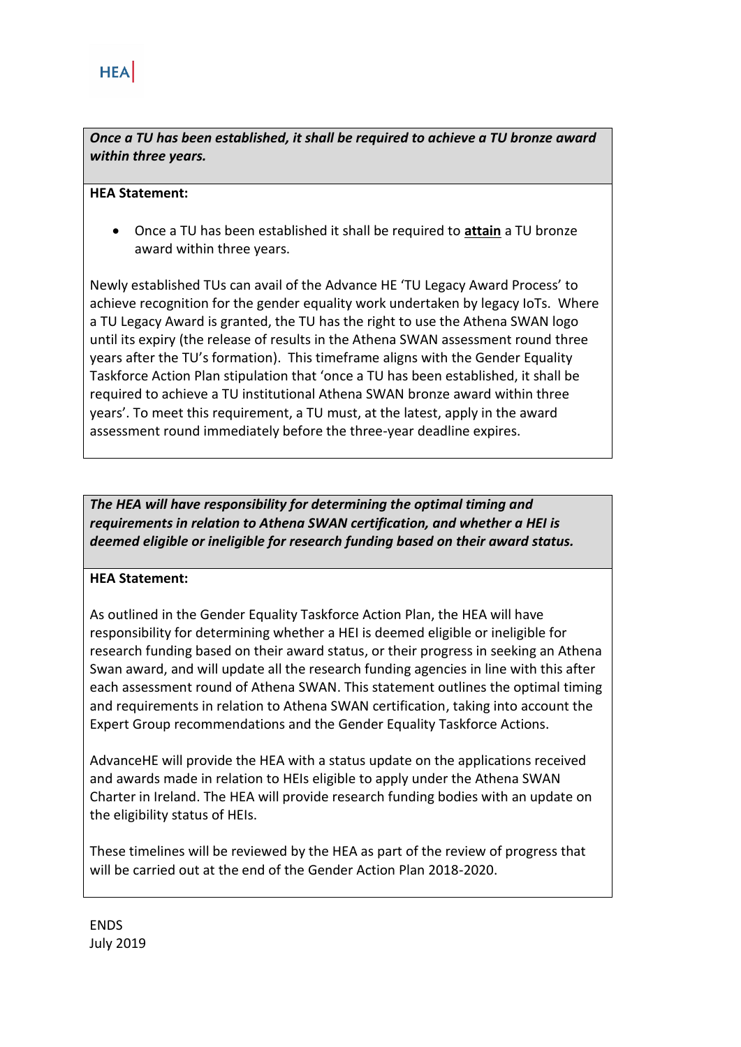***Once a TU has been established, it shall be required to achieve a TU bronze award within three years.***

**HEA Statement:**

- Once a TU has been established it shall be required to **attain** a TU bronze award within three years.

Newly established TUs can avail of the Advance HE 'TU Legacy Award Process' to achieve recognition for the gender equality work undertaken by legacy IoTs. Where a TU Legacy Award is granted, the TU has the right to use the Athena SWAN logo until its expiry (the release of results in the Athena SWAN assessment round three years after the TU's formation). This timeframe aligns with the Gender Equality Taskforce Action Plan stipulation that 'once a TU has been established, it shall be required to achieve a TU institutional Athena SWAN bronze award within three years'. To meet this requirement, a TU must, at the latest, apply in the award assessment round immediately before the three-year deadline expires.

***The HEA will have responsibility for determining the optimal timing and requirements in relation to Athena SWAN certification, and whether a HEI is deemed eligible or ineligible for research funding based on their award status.***

**HEA Statement:**

As outlined in the Gender Equality Taskforce Action Plan, the HEA will have responsibility for determining whether a HEI is deemed eligible or ineligible for research funding based on their award status, or their progress in seeking an Athena Swan award, and will update all the research funding agencies in line with this after each assessment round of Athena SWAN. This statement outlines the optimal timing and requirements in relation to Athena SWAN certification, taking into account the Expert Group recommendations and the Gender Equality Taskforce Actions.

AdvanceHE will provide the HEA with a status update on the applications received and awards made in relation to HEIs eligible to apply under the Athena SWAN Charter in Ireland. The HEA will provide research funding bodies with an update on the eligibility status of HEIs.

These timelines will be reviewed by the HEA as part of the review of progress that will be carried out at the end of the Gender Action Plan 2018-2020.

ENDS
July 2019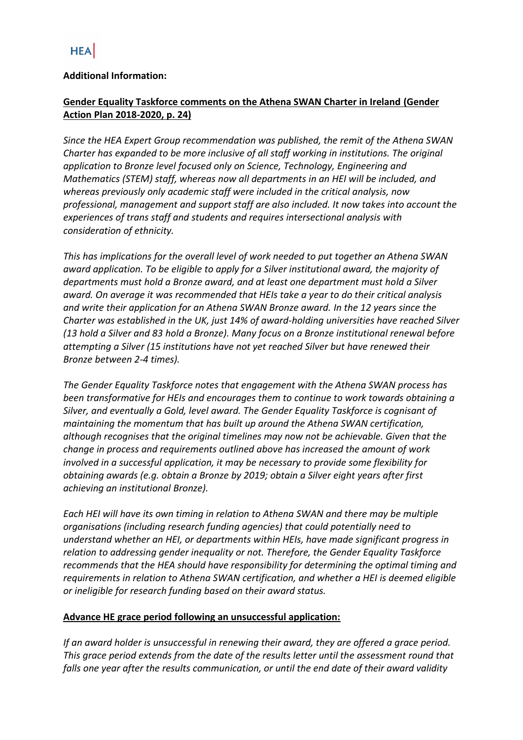**Additional Information:**

**Gender Equality Taskforce comments on the Athena SWAN Charter in Ireland (Gender Action Plan 2018-2020, p. 24)**

*Since the HEA Expert Group recommendation was published, the remit of the Athena SWAN Charter has expanded to be more inclusive of all staff working in institutions. The original application to Bronze level focused only on Science, Technology, Engineering and Mathematics (STEM) staff, whereas now all departments in an HEI will be included, and whereas previously only academic staff were included in the critical analysis, now professional, management and support staff are also included. It now takes into account the experiences of trans staff and students and requires intersectional analysis with consideration of ethnicity.*

*This has implications for the overall level of work needed to put together an Athena SWAN award application. To be eligible to apply for a Silver institutional award, the majority of departments must hold a Bronze award, and at least one department must hold a Silver award. On average it was recommended that HEIs take a year to do their critical analysis and write their application for an Athena SWAN Bronze award. In the 12 years since the Charter was established in the UK, just 14% of award-holding universities have reached Silver (13 hold a Silver and 83 hold a Bronze). Many focus on a Bronze institutional renewal before attempting a Silver (15 institutions have not yet reached Silver but have renewed their Bronze between 2-4 times).*

*The Gender Equality Taskforce notes that engagement with the Athena SWAN process has been transformative for HEIs and encourages them to continue to work towards obtaining a Silver, and eventually a Gold, level award. The Gender Equality Taskforce is cognisant of maintaining the momentum that has built up around the Athena SWAN certification, although recognises that the original timelines may now not be achievable. Given that the change in process and requirements outlined above has increased the amount of work involved in a successful application, it may be necessary to provide some flexibility for obtaining awards (e.g. obtain a Bronze by 2019; obtain a Silver eight years after first achieving an institutional Bronze).*

*Each HEI will have its own timing in relation to Athena SWAN and there may be multiple organisations (including research funding agencies) that could potentially need to understand whether an HEI, or departments within HEIs, have made significant progress in relation to addressing gender inequality or not. Therefore, the Gender Equality Taskforce recommends that the HEA should have responsibility for determining the optimal timing and requirements in relation to Athena SWAN certification, and whether a HEI is deemed eligible or ineligible for research funding based on their award status.*

**Advance HE grace period following an unsuccessful application:**

*If an award holder is unsuccessful in renewing their award, they are offered a grace period. This grace period extends from the date of the results letter until the assessment round that falls one year after the results communication, or until the end date of their award validity*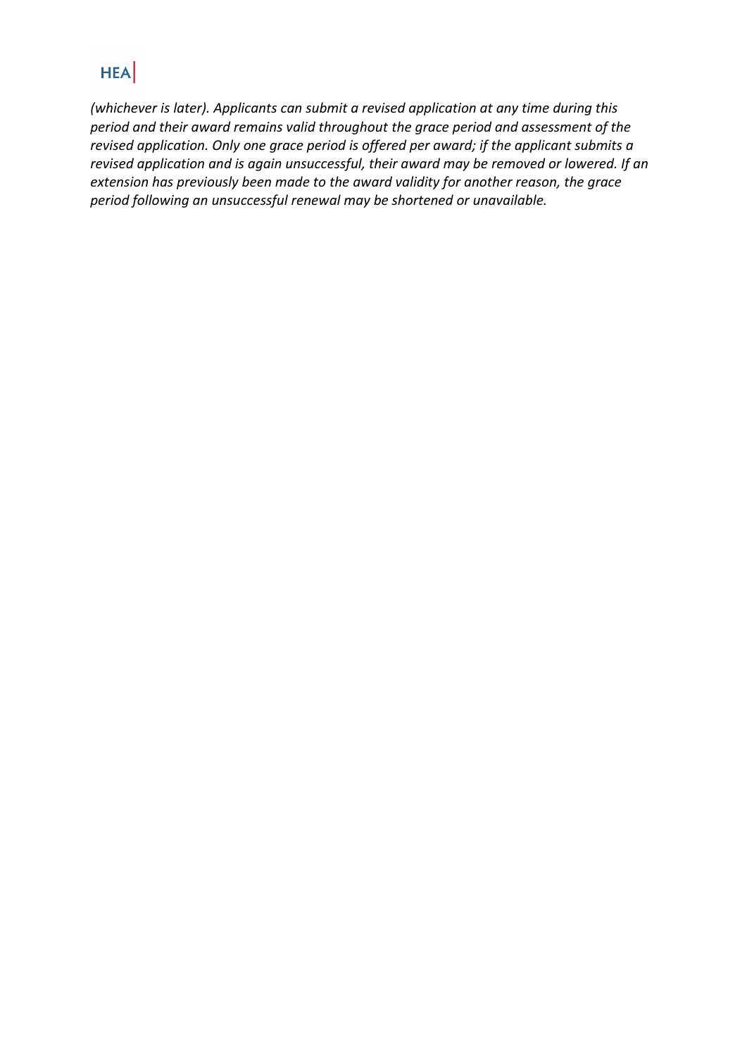*(whichever is later). Applicants can submit a revised application at any time during this period and their award remains valid throughout the grace period and assessment of the revised application. Only one grace period is offered per award; if the applicant submits a revised application and is again unsuccessful, their award may be removed or lowered. If an extension has previously been made to the award validity for another reason, the grace period following an unsuccessful renewal may be shortened or unavailable.*